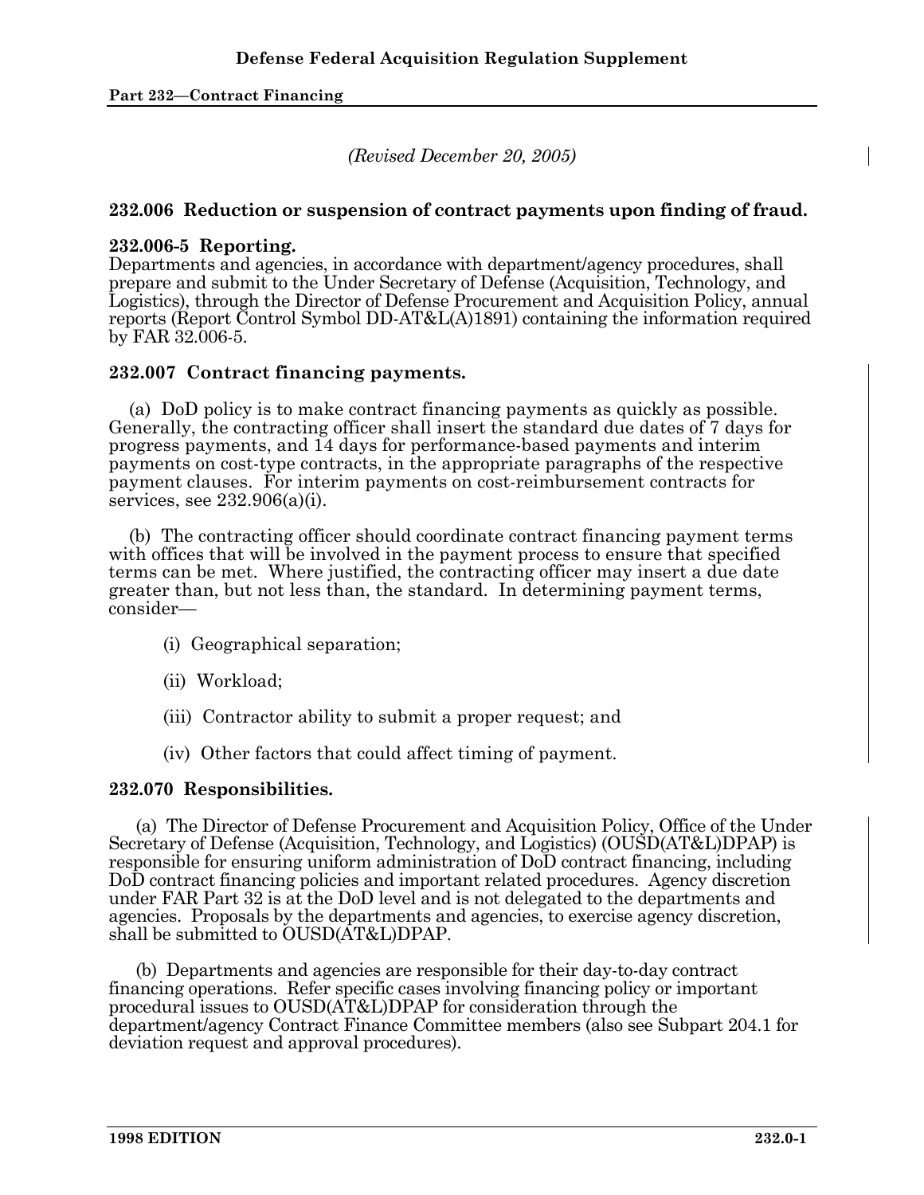*(Revised December 20, 2005)*

### 232.006 Reduction or suspension of contract payments upon finding of fraud.

#### 232.006-5 Reporting.

Departments and agencies, in accordance with department/agency procedures, shall prepare and submit to the Under Secretary of Defense (Acquisition, Technology, and Logistics), through the Director of Defense Procurement and Acquisition Policy, annual reports (Report Control Symbol DD-AT&L(A)1891) containing the information required by FAR 32.006-5.

### 232.007 Contract financing payments.

(a) DoD policy is to make contract financing payments as quickly as possible. Generally, the contracting officer shall insert the standard due dates of 7 days for progress payments, and 14 days for performance-based payments and interim payments on cost-type contracts, in the appropriate paragraphs of the respective payment clauses. For interim payments on cost-reimbursement contracts for services, see 232.906(a)(i).

(b) The contracting officer should coordinate contract financing payment terms with offices that will be involved in the payment process to ensure that specified terms can be met. Where justified, the contracting officer may insert a due date greater than, but not less than, the standard. In determining payment terms, consider—

(i) Geographical separation;

(ii) Workload;

(iii) Contractor ability to submit a proper request; and

(iv) Other factors that could affect timing of payment.

### 232.070 Responsibilities.

(a) The Director of Defense Procurement and Acquisition Policy, Office of the Under Secretary of Defense (Acquisition, Technology, and Logistics) (OUSD(AT&L)DPAP) is responsible for ensuring uniform administration of DoD contract financing, including DoD contract financing policies and important related procedures. Agency discretion under FAR Part 32 is at the DoD level and is not delegated to the departments and agencies. Proposals by the departments and agencies, to exercise agency discretion, shall be submitted to OUSD(AT&L)DPAP.

(b) Departments and agencies are responsible for their day-to-day contract financing operations. Refer specific cases involving financing policy or important procedural issues to OUSD(AT&L)DPAP for consideration through the department/agency Contract Finance Committee members (also see Subpart 204.1 for deviation request and approval procedures).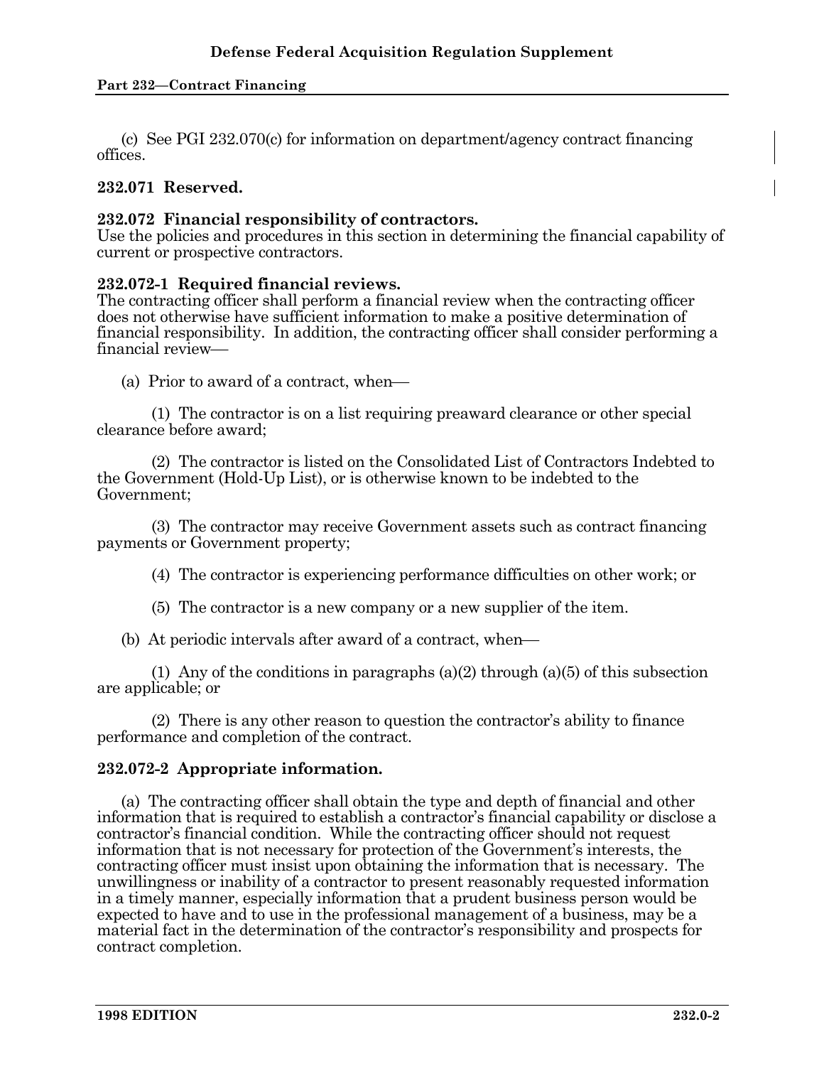(c) See PGI 232.070(c) for information on department/agency contract financing offices.

### 232.071 Reserved.

### 232.072 Financial responsibility of contractors.

Use the policies and procedures in this section in determining the financial capability of current or prospective contractors.

### 232.072-1 Required financial reviews.

The contracting officer shall perform a financial review when the contracting officer does not otherwise have sufficient information to make a positive determination of financial responsibility. In addition, the contracting officer shall consider performing a financial review—

(a) Prior to award of a contract, when—

(1) The contractor is on a list requiring preaward clearance or other special clearance before award;

(2) The contractor is listed on the Consolidated List of Contractors Indebted to the Government (Hold-Up List), or is otherwise known to be indebted to the Government;

(3) The contractor may receive Government assets such as contract financing payments or Government property;

(4) The contractor is experiencing performance difficulties on other work; or

(5) The contractor is a new company or a new supplier of the item.

(b) At periodic intervals after award of a contract, when—

(1) Any of the conditions in paragraphs (a)(2) through (a)(5) of this subsection are applicable; or

(2) There is any other reason to question the contractor's ability to finance performance and completion of the contract.

### 232.072-2 Appropriate information.

(a) The contracting officer shall obtain the type and depth of financial and other information that is required to establish a contractor's financial capability or disclose a contractor's financial condition. While the contracting officer should not request information that is not necessary for protection of the Government's interests, the contracting officer must insist upon obtaining the information that is necessary. The unwillingness or inability of a contractor to present reasonably requested information in a timely manner, especially information that a prudent business person would be expected to have and to use in the professional management of a business, may be a material fact in the determination of the contractor's responsibility and prospects for contract completion.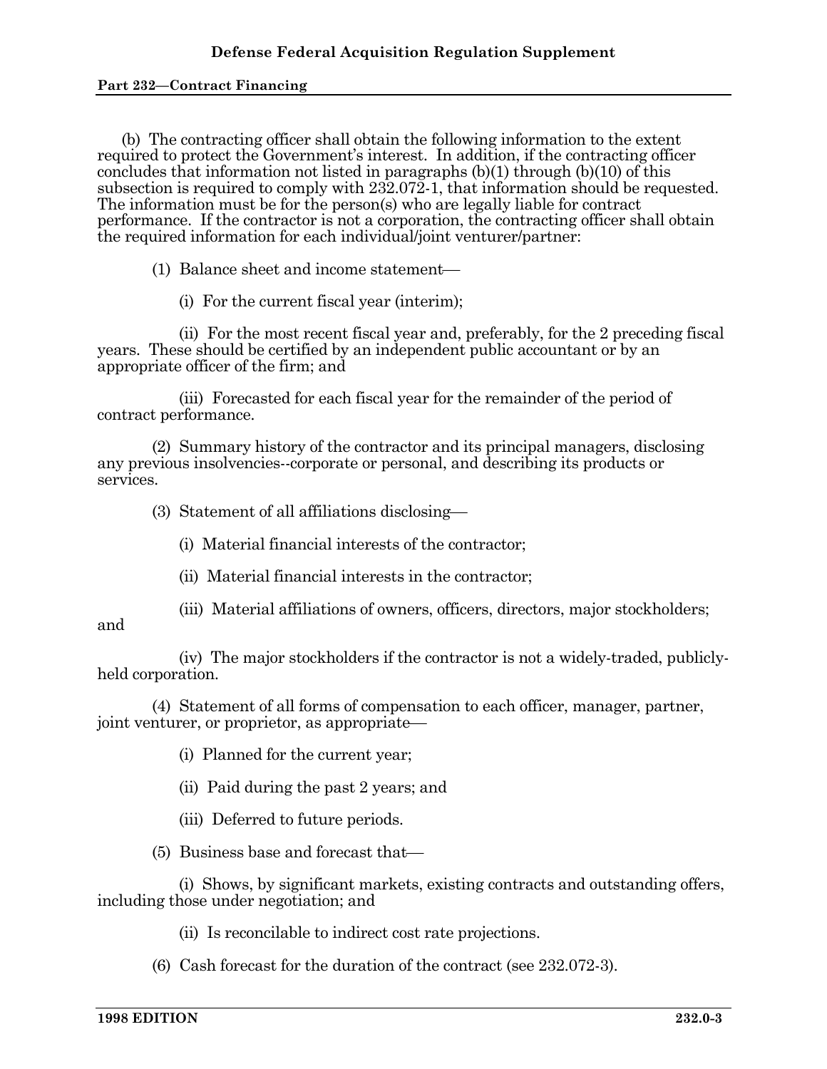(b) The contracting officer shall obtain the following information to the extent required to protect the Government's interest. In addition, if the contracting officer concludes that information not listed in paragraphs (b)(1) through (b)(10) of this subsection is required to comply with 232.072-1, that information should be requested. The information must be for the person(s) who are legally liable for contract performance. If the contractor is not a corporation, the contracting officer shall obtain the required information for each individual/joint venturer/partner:

(1) Balance sheet and income statement—

(i) For the current fiscal year (interim);

(ii) For the most recent fiscal year and, preferably, for the 2 preceding fiscal years. These should be certified by an independent public accountant or by an appropriate officer of the firm; and

(iii) Forecasted for each fiscal year for the remainder of the period of contract performance.

(2) Summary history of the contractor and its principal managers, disclosing any previous insolvencies--corporate or personal, and describing its products or services.

(3) Statement of all affiliations disclosing—

(i) Material financial interests of the contractor;

(ii) Material financial interests in the contractor;

(iii) Material affiliations of owners, officers, directors, major stockholders; and

(iv) The major stockholders if the contractor is not a widely-traded, publicly-held corporation.

(4) Statement of all forms of compensation to each officer, manager, partner, joint venturer, or proprietor, as appropriate—

(i) Planned for the current year;

(ii) Paid during the past 2 years; and

(iii) Deferred to future periods.

(5) Business base and forecast that—

(i) Shows, by significant markets, existing contracts and outstanding offers, including those under negotiation; and

(ii) Is reconcilable to indirect cost rate projections.

(6) Cash forecast for the duration of the contract (see 232.072-3).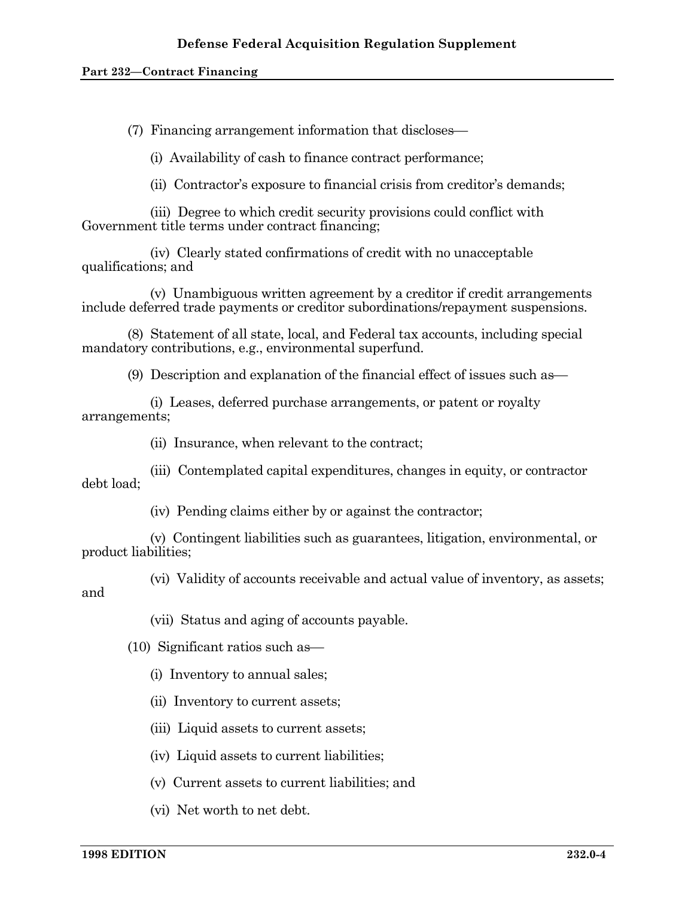(7) Financing arrangement information that discloses—

(i) Availability of cash to finance contract performance;

(ii) Contractor's exposure to financial crisis from creditor's demands;

(iii) Degree to which credit security provisions could conflict with Government title terms under contract financing;

(iv) Clearly stated confirmations of credit with no unacceptable qualifications; and

(v) Unambiguous written agreement by a creditor if credit arrangements include deferred trade payments or creditor subordinations/repayment suspensions.

(8) Statement of all state, local, and Federal tax accounts, including special mandatory contributions, e.g., environmental superfund.

(9) Description and explanation of the financial effect of issues such as—

(i) Leases, deferred purchase arrangements, or patent or royalty arrangements;

(ii) Insurance, when relevant to the contract;

(iii) Contemplated capital expenditures, changes in equity, or contractor debt load;

(iv) Pending claims either by or against the contractor;

(v) Contingent liabilities such as guarantees, litigation, environmental, or product liabilities;

(vi) Validity of accounts receivable and actual value of inventory, as assets; and

(vii) Status and aging of accounts payable.

(10) Significant ratios such as—

(i) Inventory to annual sales;

(ii) Inventory to current assets;

(iii) Liquid assets to current assets;

(iv) Liquid assets to current liabilities;

(v) Current assets to current liabilities; and

(vi) Net worth to net debt.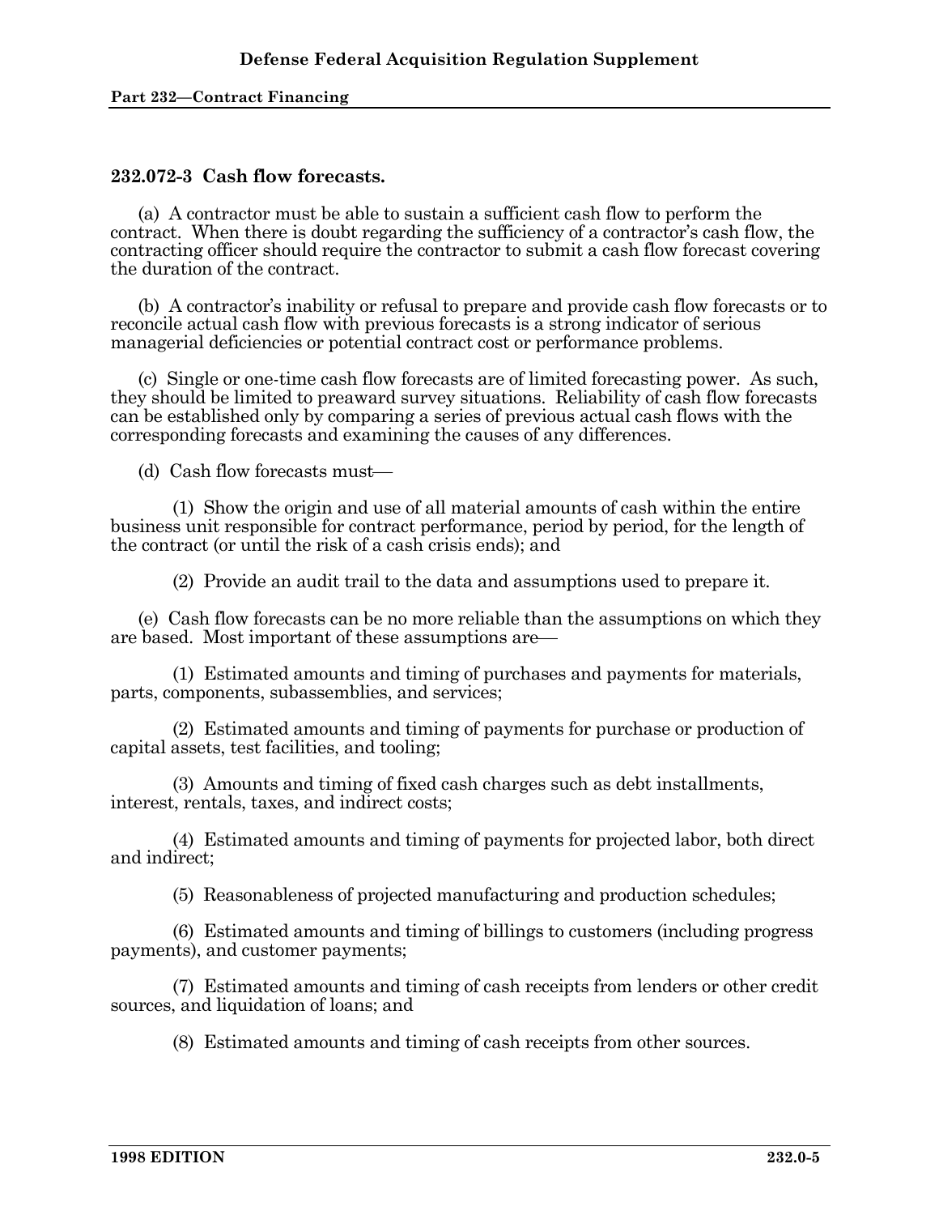### 232.072-3 Cash flow forecasts.

(a) A contractor must be able to sustain a sufficient cash flow to perform the contract. When there is doubt regarding the sufficiency of a contractor's cash flow, the contracting officer should require the contractor to submit a cash flow forecast covering the duration of the contract.

(b) A contractor's inability or refusal to prepare and provide cash flow forecasts or to reconcile actual cash flow with previous forecasts is a strong indicator of serious managerial deficiencies or potential contract cost or performance problems.

(c) Single or one-time cash flow forecasts are of limited forecasting power. As such, they should be limited to preaward survey situations. Reliability of cash flow forecasts can be established only by comparing a series of previous actual cash flows with the corresponding forecasts and examining the causes of any differences.

(d) Cash flow forecasts must—

(1) Show the origin and use of all material amounts of cash within the entire business unit responsible for contract performance, period by period, for the length of the contract (or until the risk of a cash crisis ends); and

(2) Provide an audit trail to the data and assumptions used to prepare it.

(e) Cash flow forecasts can be no more reliable than the assumptions on which they are based. Most important of these assumptions are—

(1) Estimated amounts and timing of purchases and payments for materials, parts, components, subassemblies, and services;

(2) Estimated amounts and timing of payments for purchase or production of capital assets, test facilities, and tooling;

(3) Amounts and timing of fixed cash charges such as debt installments, interest, rentals, taxes, and indirect costs;

(4) Estimated amounts and timing of payments for projected labor, both direct and indirect;

(5) Reasonableness of projected manufacturing and production schedules;

(6) Estimated amounts and timing of billings to customers (including progress payments), and customer payments;

(7) Estimated amounts and timing of cash receipts from lenders or other credit sources, and liquidation of loans; and

(8) Estimated amounts and timing of cash receipts from other sources.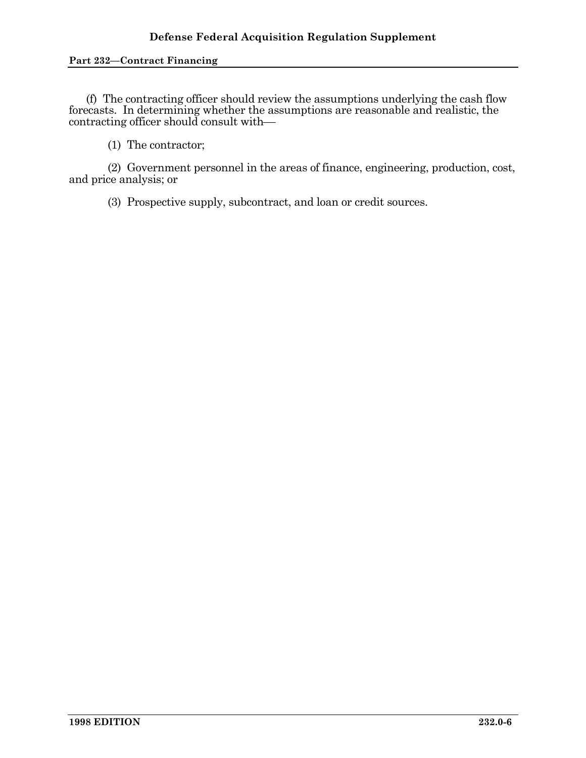(f) The contracting officer should review the assumptions underlying the cash flow forecasts. In determining whether the assumptions are reasonable and realistic, the contracting officer should consult with—

(1) The contractor;

(2) Government personnel in the areas of finance, engineering, production, cost, and price analysis; or

(3) Prospective supply, subcontract, and loan or credit sources.